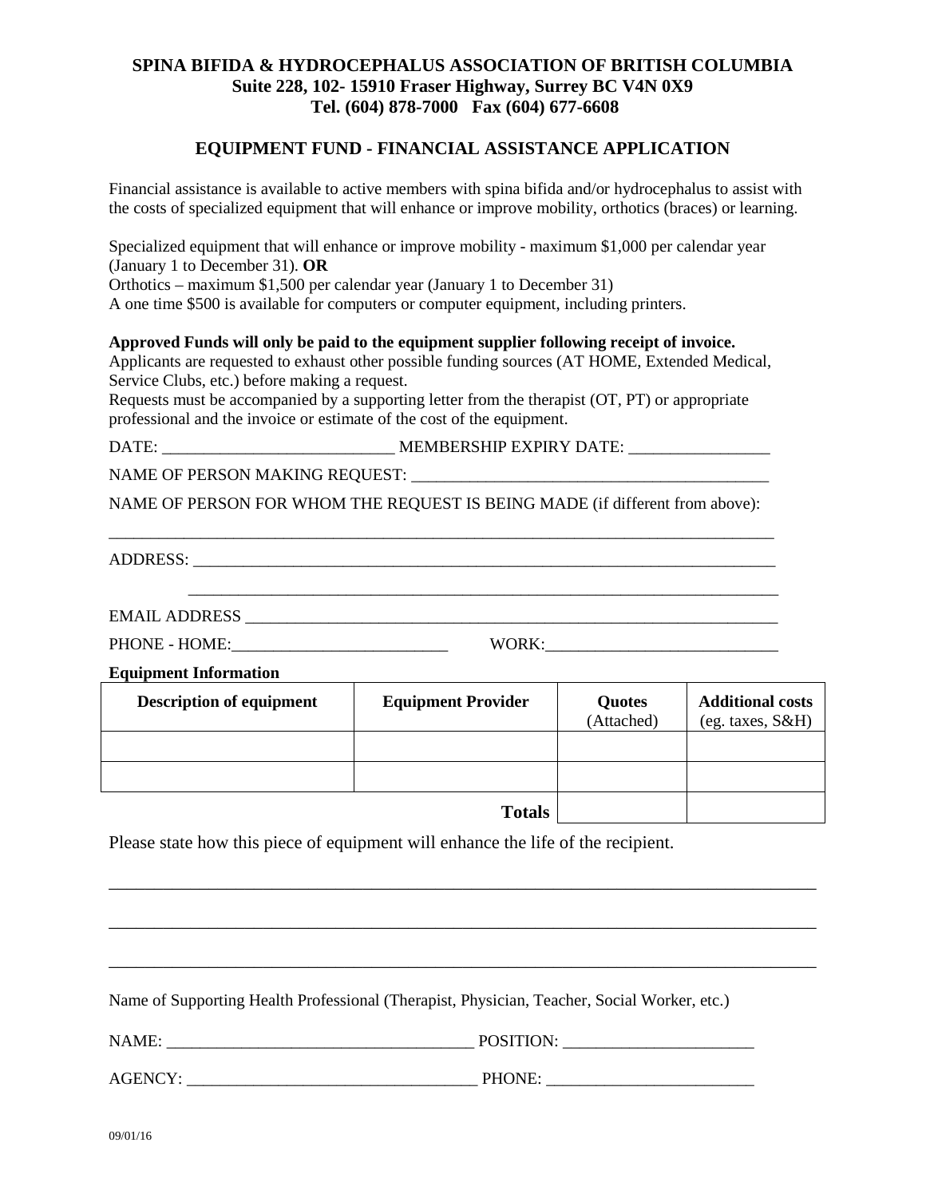**SPINA BIFIDA & HYDROCEPHALUS ASSOCIATION OF BRITISH COLUMBIA**
**Suite 228, 102- 15910 Fraser Highway, Surrey BC V4N 0X9**
**Tel. (604) 878-7000 Fax (604) 677-6608**

## EQUIPMENT FUND - FINANCIAL ASSISTANCE APPLICATION

Financial assistance is available to active members with spina bifida and/or hydrocephalus to assist with the costs of specialized equipment that will enhance or improve mobility, orthotics (braces) or learning.

Specialized equipment that will enhance or improve mobility - maximum $1,000 per calendar year (January 1 to December 31). **OR**
Orthotics – maximum $1,500 per calendar year (January 1 to December 31)
A one time $500 is available for computers or computer equipment, including printers.

**Approved Funds will only be paid to the equipment supplier following receipt of invoice.**
Applicants are requested to exhaust other possible funding sources (AT HOME, Extended Medical, Service Clubs, etc.) before making a request.
Requests must be accompanied by a supporting letter from the therapist (OT, PT) or appropriate professional and the invoice or estimate of the cost of the equipment.

DATE: ____________________________ MEMBERSHIP EXPIRY DATE: _________________

NAME OF PERSON MAKING REQUEST: ___________________________________________

NAME OF PERSON FOR WHOM THE REQUEST IS BEING MADE (if different from above):

_______________________________________________________________________________

ADDRESS: _____________________________________________________________________

_____________________________________________________________________________

EMAIL ADDRESS ________________________________________________________________

PHONE - HOME:__________________________ WORK:____________________________

**Equipment Information**

| Description of equipment | Equipment Provider | Quotes (Attached) | Additional costs (eg. taxes, S&H) |
|---|---|---|---|
| | | | |
| | | | |
| | **Totals** | | |

Please state how this piece of equipment will enhance the life of the recipient.

_______________________________________________________________________________

_______________________________________________________________________________

_______________________________________________________________________________

Name of Supporting Health Professional (Therapist, Physician, Teacher, Social Worker, etc.)

NAME: _____________________________________ POSITION: _______________________

AGENCY: ___________________________________ PHONE: _________________________

09/01/16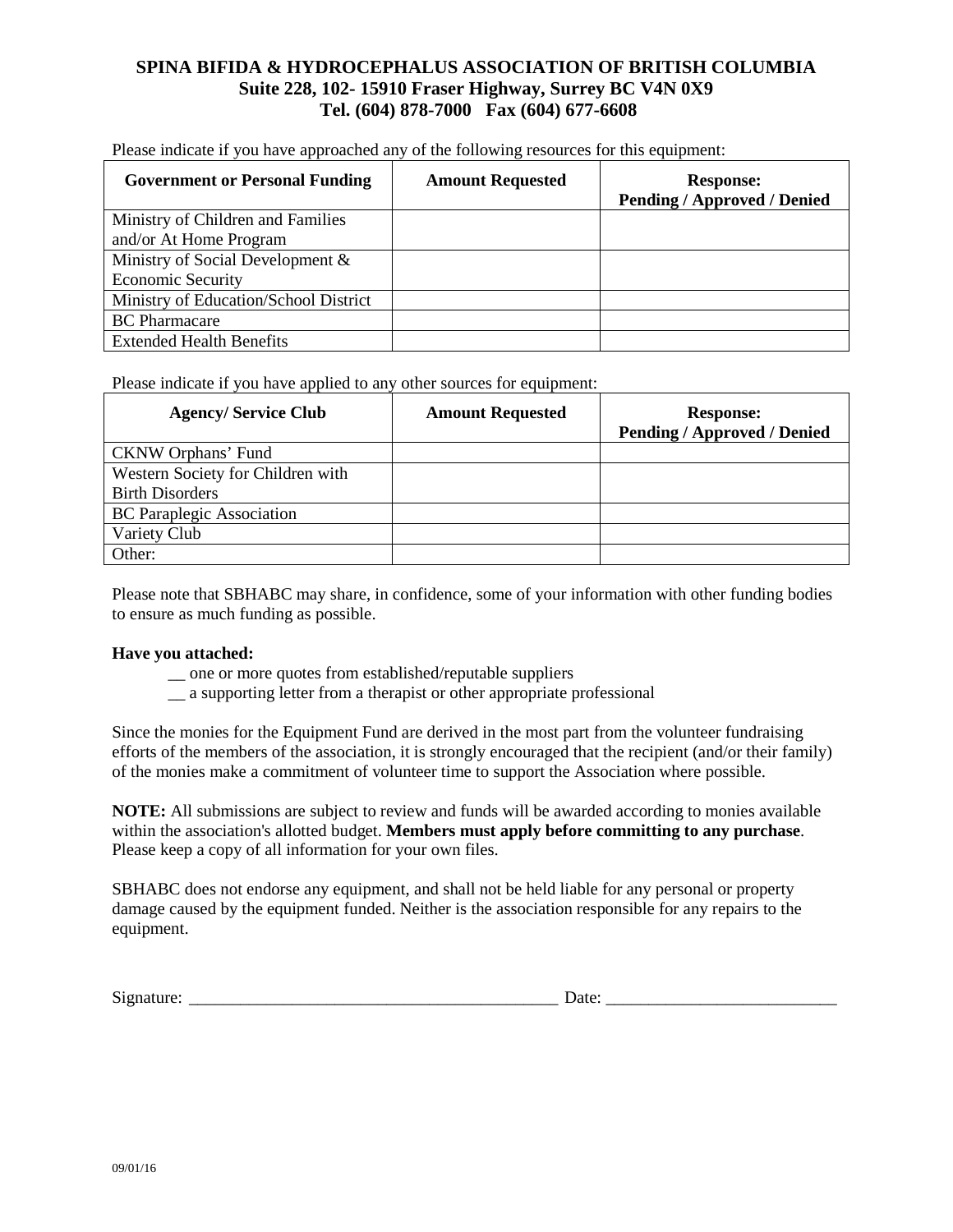**SPINA BIFIDA & HYDROCEPHALUS ASSOCIATION OF BRITISH COLUMBIA**
**Suite 228, 102- 15910 Fraser Highway, Surrey BC V4N 0X9**
**Tel. (604) 878-7000 Fax (604) 677-6608**

Please indicate if you have approached any of the following resources for this equipment:

| Government or Personal Funding | Amount Requested | Response: Pending / Approved / Denied |
|---|---|---|
| Ministry of Children and Families and/or At Home Program | | |
| Ministry of Social Development & Economic Security | | |
| Ministry of Education/School District | | |
| BC Pharmacare | | |
| Extended Health Benefits | | |

Please indicate if you have applied to any other sources for equipment:

| Agency/ Service Club | Amount Requested | Response: Pending / Approved / Denied |
|---|---|---|
| CKNW Orphans' Fund | | |
| Western Society for Children with Birth Disorders | | |
| BC Paraplegic Association | | |
| Variety Club | | |
| Other: | | |

Please note that SBHABC may share, in confidence, some of your information with other funding bodies to ensure as much funding as possible.

**Have you attached:**

__ one or more quotes from established/reputable suppliers

__ a supporting letter from a therapist or other appropriate professional

Since the monies for the Equipment Fund are derived in the most part from the volunteer fundraising efforts of the members of the association, it is strongly encouraged that the recipient (and/or their family) of the monies make a commitment of volunteer time to support the Association where possible.

**NOTE:** All submissions are subject to review and funds will be awarded according to monies available within the association's allotted budget. **Members must apply before committing to any purchase**. Please keep a copy of all information for your own files.

SBHABC does not endorse any equipment, and shall not be held liable for any personal or property damage caused by the equipment funded. Neither is the association responsible for any repairs to the equipment.

Signature: ____________________________________________ Date: ___________________________

09/01/16